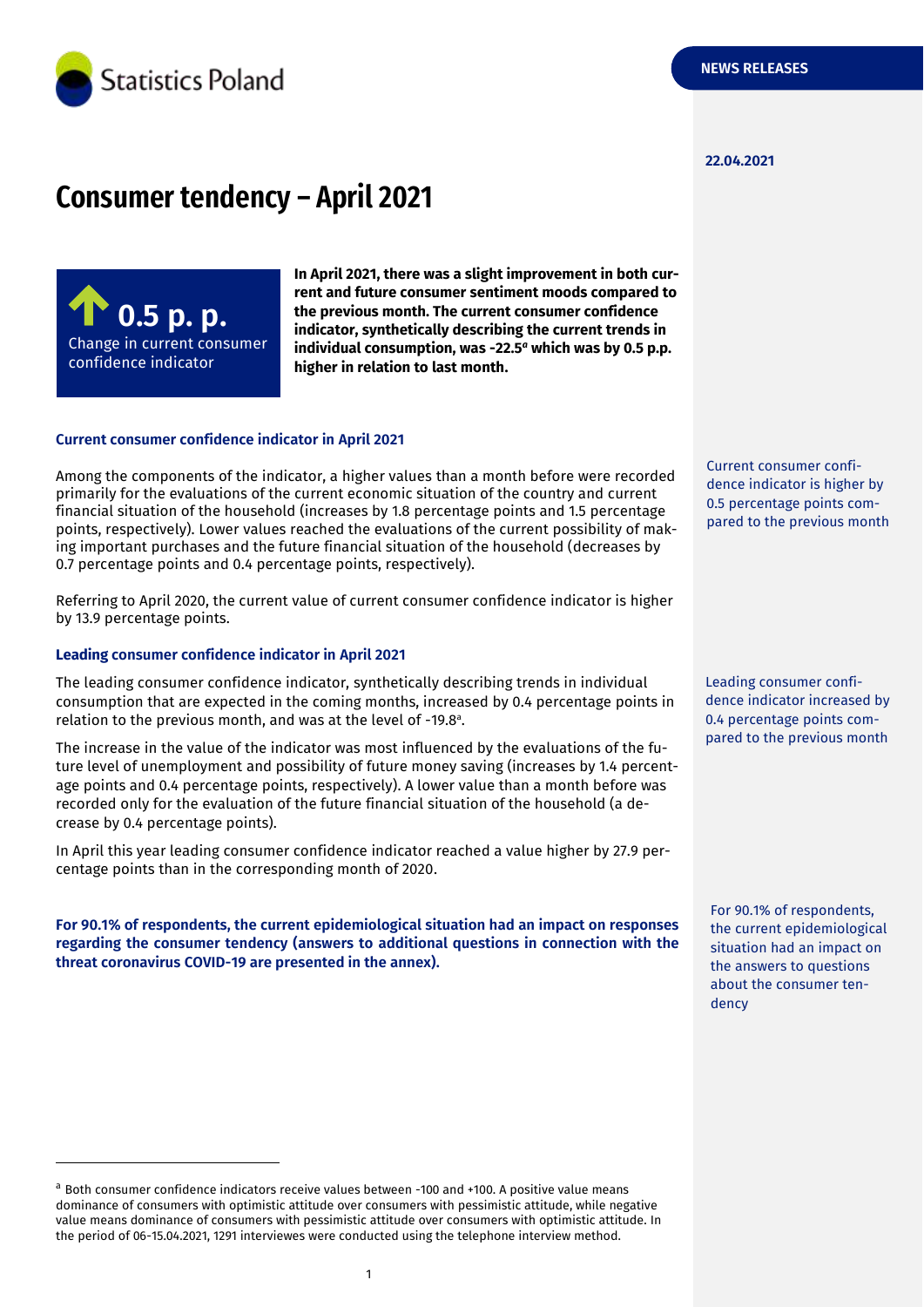Statistics Poland

NEWS RELEASES

22.04.2021

# Consumer tendency – April 2021

**0.5 p. p.**
Change in current consumer confidence indicator

**In April 2021, there was a slight improvement in both current and future consumer sentiment moods compared to the previous month. The current consumer confidence indicator, synthetically describing the current trends in individual consumption, was -22.5[a] which was by 0.5 p.p. higher in relation to last month.**

### Current consumer confidence indicator in April 2021

Current consumer confidence indicator is higher by 0.5 percentage points compared to the previous month

Among the components of the indicator, a higher values than a month before were recorded primarily for the evaluations of the current economic situation of the country and current financial situation of the household (increases by 1.8 percentage points and 1.5 percentage points, respectively). Lower values reached the evaluations of the current possibility of making important purchases and the future financial situation of the household (decreases by 0.7 percentage points and 0.4 percentage points, respectively).

Referring to April 2020, the current value of current consumer confidence indicator is higher by 13.9 percentage points.

### Leading consumer confidence indicator in April 2021

Leading consumer confidence indicator increased by 0.4 percentage points compared to the previous month

The leading consumer confidence indicator, synthetically describing trends in individual consumption that are expected in the coming months, increased by 0.4 percentage points in relation to the previous month, and was at the level of -19.8[a].

The increase in the value of the indicator was most influenced by the evaluations of the future level of unemployment and possibility of future money saving (increases by 1.4 percentage points and 0.4 percentage points, respectively). A lower value than a month before was recorded only for the evaluation of the future financial situation of the household (a decrease by 0.4 percentage points).

In April this year leading consumer confidence indicator reached a value higher by 27.9 percentage points than in the corresponding month of 2020.

For 90.1% of respondents, the current epidemiological situation had an impact on the answers to questions about the consumer tendency

**For 90.1% of respondents, the current epidemiological situation had an impact on responses regarding the consumer tendency (answers to additional questions in connection with the threat coronavirus COVID-19 are presented in the annex).**

[a] Both consumer confidence indicators receive values between -100 and +100. A positive value means dominance of consumers with optimistic attitude over consumers with pessimistic attitude, while negative value means dominance of consumers with pessimistic attitude over consumers with optimistic attitude. In the period of 06-15.04.2021, 1291 interviewes were conducted using the telephone interview method.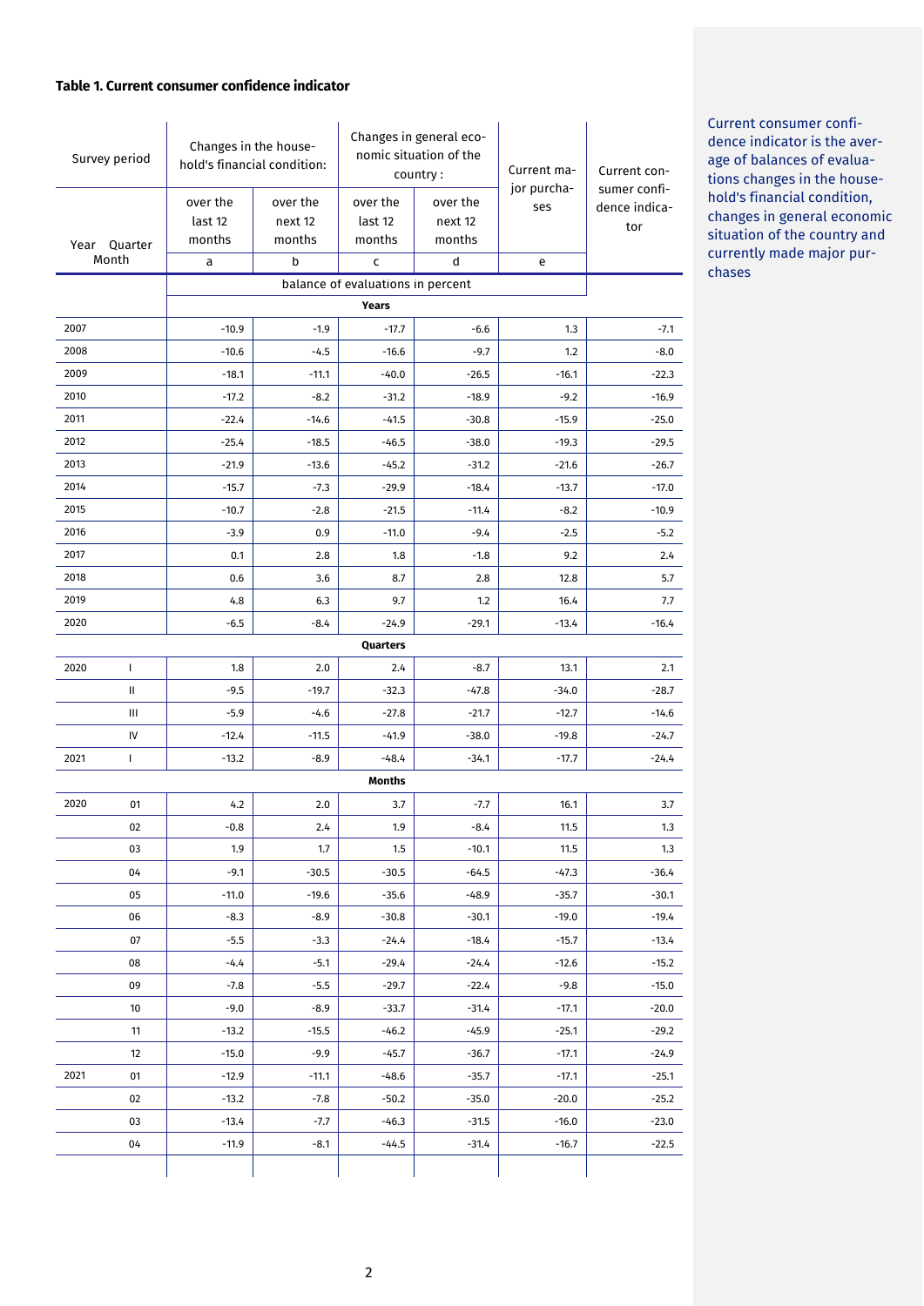**Table 1. Current consumer confidence indicator**

| Survey period | | Changes in the household's financial condition: | | Changes in general economic situation of the country : | | Current major purchases | Current consumer confidence indicator |
|---|---|---|---|---|---|---|---|
| Year | Quarter Month | over the last 12 months | over the next 12 months | over the last 12 months | over the next 12 months | | |
| | | a | b | c | d | e | |
| | | balance of evaluations in percent | | | | | |
| | | **Years** | | | | | |
| 2007 | | -10.9 | -1.9 | -17.7 | -6.6 | 1.3 | -7.1 |
| 2008 | | -10.6 | -4.5 | -16.6 | -9.7 | 1.2 | -8.0 |
| 2009 | | -18.1 | -11.1 | -40.0 | -26.5 | -16.1 | -22.3 |
| 2010 | | -17.2 | -8.2 | -31.2 | -18.9 | -9.2 | -16.9 |
| 2011 | | -22.4 | -14.6 | -41.5 | -30.8 | -15.9 | -25.0 |
| 2012 | | -25.4 | -18.5 | -46.5 | -38.0 | -19.3 | -29.5 |
| 2013 | | -21.9 | -13.6 | -45.2 | -31.2 | -21.6 | -26.7 |
| 2014 | | -15.7 | -7.3 | -29.9 | -18.4 | -13.7 | -17.0 |
| 2015 | | -10.7 | -2.8 | -21.5 | -11.4 | -8.2 | -10.9 |
| 2016 | | -3.9 | 0.9 | -11.0 | -9.4 | -2.5 | -5.2 |
| 2017 | | 0.1 | 2.8 | 1.8 | -1.8 | 9.2 | 2.4 |
| 2018 | | 0.6 | 3.6 | 8.7 | 2.8 | 12.8 | 5.7 |
| 2019 | | 4.8 | 6.3 | 9.7 | 1.2 | 16.4 | 7.7 |
| 2020 | | -6.5 | -8.4 | -24.9 | -29.1 | -13.4 | -16.4 |
| | | **Quarters** | | | | | |
| 2020 | I | 1.8 | 2.0 | 2.4 | -8.7 | 13.1 | 2.1 |
| | II | -9.5 | -19.7 | -32.3 | -47.8 | -34.0 | -28.7 |
| | III | -5.9 | -4.6 | -27.8 | -21.7 | -12.7 | -14.6 |
| | IV | -12.4 | -11.5 | -41.9 | -38.0 | -19.8 | -24.7 |
| 2021 | I | -13.2 | -8.9 | -48.4 | -34.1 | -17.7 | -24.4 |
| | | **Months** | | | | | |
| 2020 | 01 | 4.2 | 2.0 | 3.7 | -7.7 | 16.1 | 3.7 |
| | 02 | -0.8 | 2.4 | 1.9 | -8.4 | 11.5 | 1.3 |
| | 03 | 1.9 | 1.7 | 1.5 | -10.1 | 11.5 | 1.3 |
| | 04 | -9.1 | -30.5 | -30.5 | -64.5 | -47.3 | -36.4 |
| | 05 | -11.0 | -19.6 | -35.6 | -48.9 | -35.7 | -30.1 |
| | 06 | -8.3 | -8.9 | -30.8 | -30.1 | -19.0 | -19.4 |
| | 07 | -5.5 | -3.3 | -24.4 | -18.4 | -15.7 | -13.4 |
| | 08 | -4.4 | -5.1 | -29.4 | -24.4 | -12.6 | -15.2 |
| | 09 | -7.8 | -5.5 | -29.7 | -22.4 | -9.8 | -15.0 |
| | 10 | -9.0 | -8.9 | -33.7 | -31.4 | -17.1 | -20.0 |
| | 11 | -13.2 | -15.5 | -46.2 | -45.9 | -25.1 | -29.2 |
| | 12 | -15.0 | -9.9 | -45.7 | -36.7 | -17.1 | -24.9 |
| 2021 | 01 | -12.9 | -11.1 | -48.6 | -35.7 | -17.1 | -25.1 |
| | 02 | -13.2 | -7.8 | -50.2 | -35.0 | -20.0 | -25.2 |
| | 03 | -13.4 | -7.7 | -46.3 | -31.5 | -16.0 | -23.0 |
| | 04 | -11.9 | -8.1 | -44.5 | -31.4 | -16.7 | -22.5 |

Current consumer confidence indicator is the average of balances of evaluations changes in the household's financial condition, changes in general economic situation of the country and currently made major purchases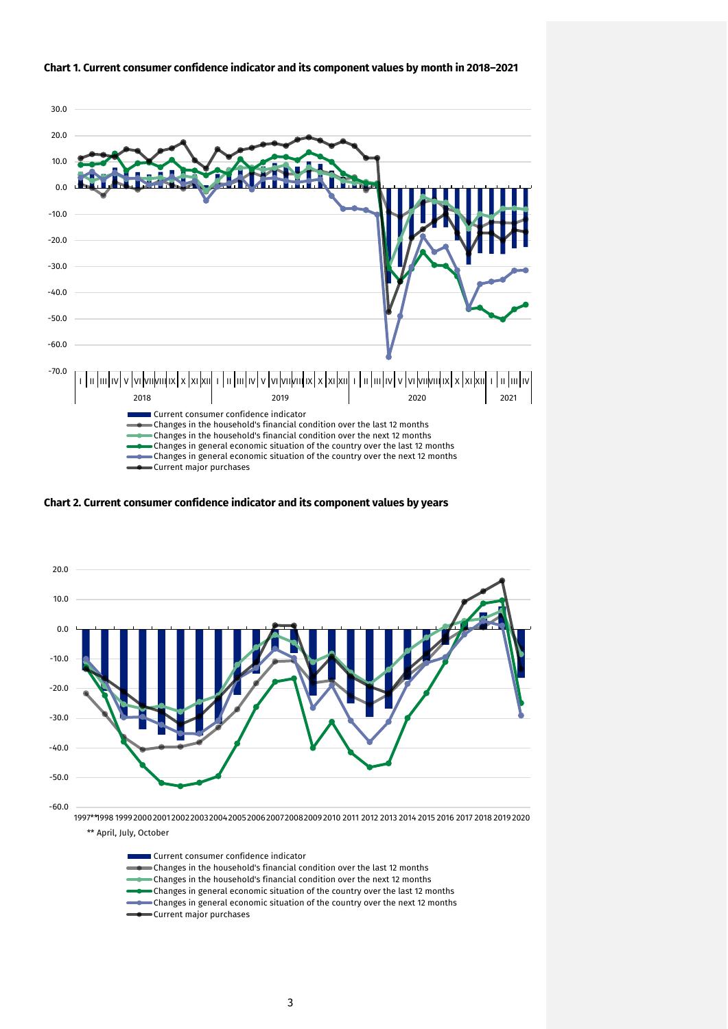**Chart 1. Current consumer confidence indicator and its component values by month in 2018–2021**

**Chart 2. Current consumer confidence indicator and its component values by years**

** April, July, October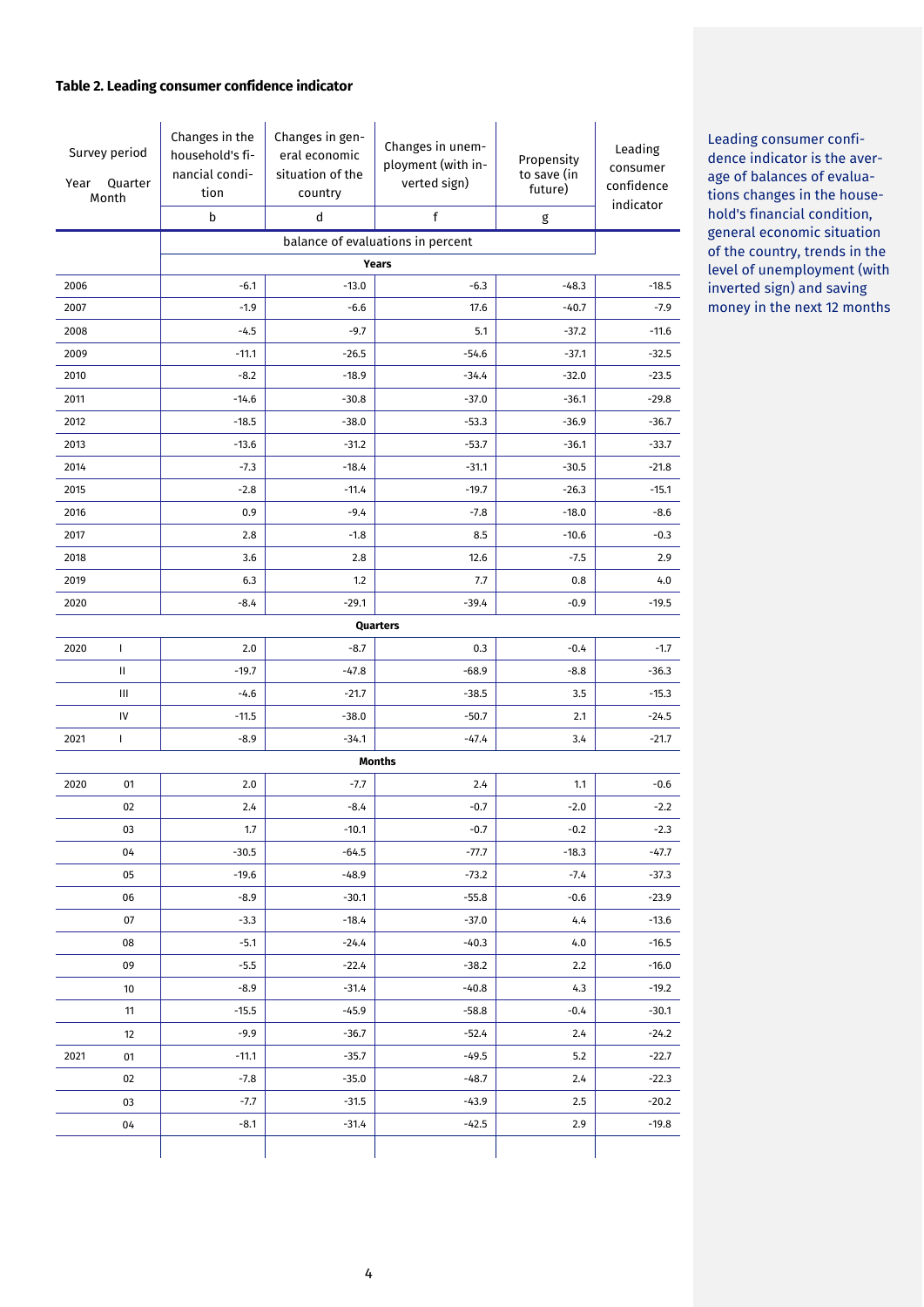### Table 2. Leading consumer confidence indicator

| Survey period Year | Quarter Month | Changes in the household's financial condition | Changes in general economic situation of the country | Changes in unemployment (with inverted sign) | Propensity to save (in future) | Leading consumer confidence indicator |
|---|---|---|---|---|---|---|
| | | b | d | f | g | |
| | | balance of evaluations in percent | | | | |
| **Years** | | | | | | |
| 2006 | | -6.1 | -13.0 | -6.3 | -48.3 | -18.5 |
| 2007 | | -1.9 | -6.6 | 17.6 | -40.7 | -7.9 |
| 2008 | | -4.5 | -9.7 | 5.1 | -37.2 | -11.6 |
| 2009 | | -11.1 | -26.5 | -54.6 | -37.1 | -32.5 |
| 2010 | | -8.2 | -18.9 | -34.4 | -32.0 | -23.5 |
| 2011 | | -14.6 | -30.8 | -37.0 | -36.1 | -29.8 |
| 2012 | | -18.5 | -38.0 | -53.3 | -36.9 | -36.7 |
| 2013 | | -13.6 | -31.2 | -53.7 | -36.1 | -33.7 |
| 2014 | | -7.3 | -18.4 | -31.1 | -30.5 | -21.8 |
| 2015 | | -2.8 | -11.4 | -19.7 | -26.3 | -15.1 |
| 2016 | | 0.9 | -9.4 | -7.8 | -18.0 | -8.6 |
| 2017 | | 2.8 | -1.8 | 8.5 | -10.6 | -0.3 |
| 2018 | | 3.6 | 2.8 | 12.6 | -7.5 | 2.9 |
| 2019 | | 6.3 | 1.2 | 7.7 | 0.8 | 4.0 |
| 2020 | | -8.4 | -29.1 | -39.4 | -0.9 | -19.5 |
| **Quarters** | | | | | | |
| 2020 | I | 2.0 | -8.7 | 0.3 | -0.4 | -1.7 |
| | II | -19.7 | -47.8 | -68.9 | -8.8 | -36.3 |
| | III | -4.6 | -21.7 | -38.5 | 3.5 | -15.3 |
| | IV | -11.5 | -38.0 | -50.7 | 2.1 | -24.5 |
| 2021 | I | -8.9 | -34.1 | -47.4 | 3.4 | -21.7 |
| **Months** | | | | | | |
| 2020 | 01 | 2.0 | -7.7 | 2.4 | 1.1 | -0.6 |
| | 02 | 2.4 | -8.4 | -0.7 | -2.0 | -2.2 |
| | 03 | 1.7 | -10.1 | -0.7 | -0.2 | -2.3 |
| | 04 | -30.5 | -64.5 | -77.7 | -18.3 | -47.7 |
| | 05 | -19.6 | -48.9 | -73.2 | -7.4 | -37.3 |
| | 06 | -8.9 | -30.1 | -55.8 | -0.6 | -23.9 |
| | 07 | -3.3 | -18.4 | -37.0 | 4.4 | -13.6 |
| | 08 | -5.1 | -24.4 | -40.3 | 4.0 | -16.5 |
| | 09 | -5.5 | -22.4 | -38.2 | 2.2 | -16.0 |
| | 10 | -8.9 | -31.4 | -40.8 | 4.3 | -19.2 |
| | 11 | -15.5 | -45.9 | -58.8 | -0.4 | -30.1 |
| | 12 | -9.9 | -36.7 | -52.4 | 2.4 | -24.2 |
| 2021 | 01 | -11.1 | -35.7 | -49.5 | 5.2 | -22.7 |
| | 02 | -7.8 | -35.0 | -48.7 | 2.4 | -22.3 |
| | 03 | -7.7 | -31.5 | -43.9 | 2.5 | -20.2 |
| | 04 | -8.1 | -31.4 | -42.5 | 2.9 | -19.8 |

Leading consumer confidence indicator is the average of balances of evaluations changes in the household's financial condition, general economic situation of the country, trends in the level of unemployment (with inverted sign) and saving money in the next 12 months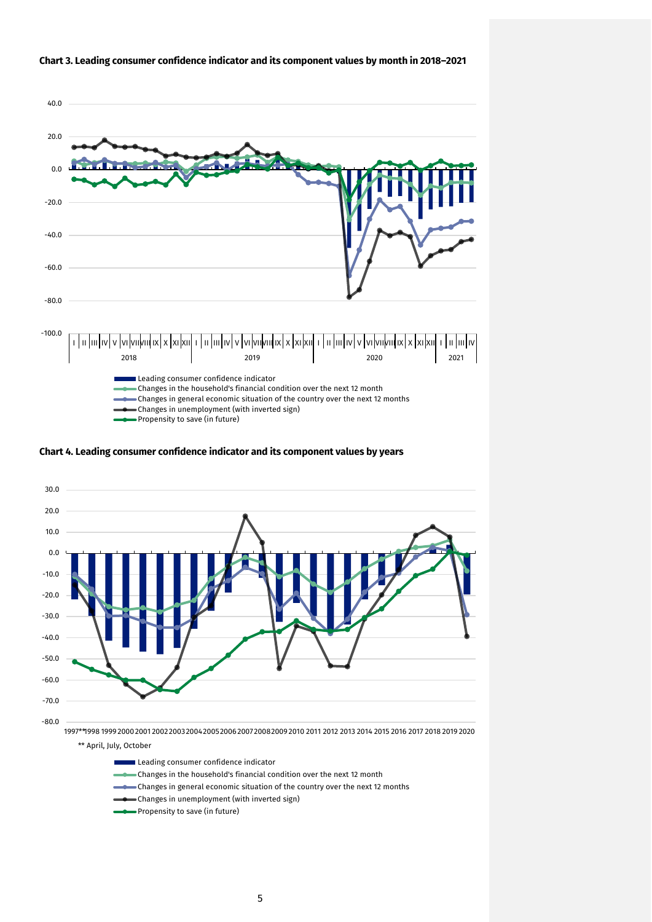**Chart 3. Leading consumer confidence indicator and its component values by month in 2018–2021**

40.0
20.0
0.0
-20.0
-40.0
-60.0
-80.0
-100.0

I II III IV V VI VII VIII IX X XI XII I II III IV V VI VII VIII IX X XI XII I II III IV V VI VII VIII IX X XI XII I II III IV

2018 2019 2020 2021

Leading consumer confidence indicator
Changes in the household's financial condition over the next 12 month
Changes in general economic situation of the country over the next 12 months
Changes in unemployment (with inverted sign)
Propensity to save (in future)

**Chart 4. Leading consumer confidence indicator and its component values by years**

30.0
20.0
10.0
0.0
-10.0
-20.0
-30.0
-40.0
-50.0
-60.0
-70.0
-80.0

1997** 1998 1999 2000 2001 2002 2003 2004 2005 2006 2007 2008 2009 2010 2011 2012 2013 2014 2015 2016 2017 2018 2019 2020

** April, July, October

Leading consumer confidence indicator
Changes in the household's financial condition over the next 12 month
Changes in general economic situation of the country over the next 12 months
Changes in unemployment (with inverted sign)
Propensity to save (in future)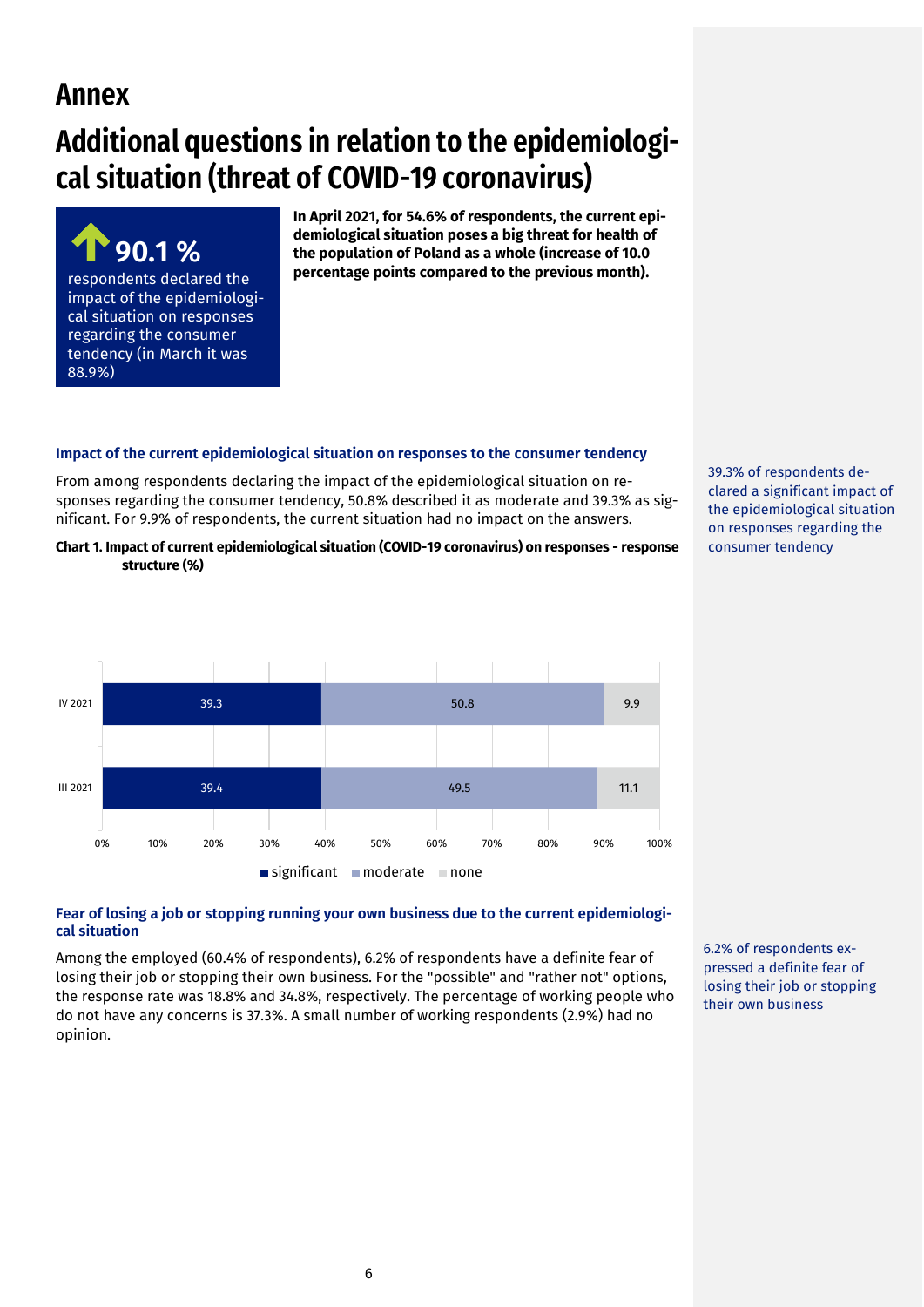# Annex

## Additional questions in relation to the epidemiological situation (threat of COVID-19 coronavirus)

**90.1 %**

respondents declared the impact of the epidemiological situation on responses regarding the consumer tendency (in March it was 88.9%)

**In April 2021, for 54.6% of respondents, the current epidemiological situation poses a big threat for health of the population of Poland as a whole (increase of 10.0 percentage points compared to the previous month).**

### Impact of the current epidemiological situation on responses to the consumer tendency

From among respondents declaring the impact of the epidemiological situation on responses regarding the consumer tendency, 50.8% described it as moderate and 39.3% as significant. For 9.9% of respondents, the current situation had no impact on the answers.

39.3% of respondents declared a significant impact of the epidemiological situation on responses regarding the consumer tendency

**Chart 1. Impact of current epidemiological situation (COVID-19 coronavirus) on responses - response structure (%)**

| | significant | moderate | none |
|---|---|---|---|
| IV 2021 | 39.3 | 50.8 | 9.9 |
| III 2021 | 39.4 | 49.5 | 11.1 |

### Fear of losing a job or stopping running your own business due to the current epidemiological situation

Among the employed (60.4% of respondents), 6.2% of respondents have a definite fear of losing their job or stopping their own business. For the "possible" and "rather not" options, the response rate was 18.8% and 34.8%, respectively. The percentage of working people who do not have any concerns is 37.3%. A small number of working respondents (2.9%) had no opinion.

6.2% of respondents expressed a definite fear of losing their job or stopping their own business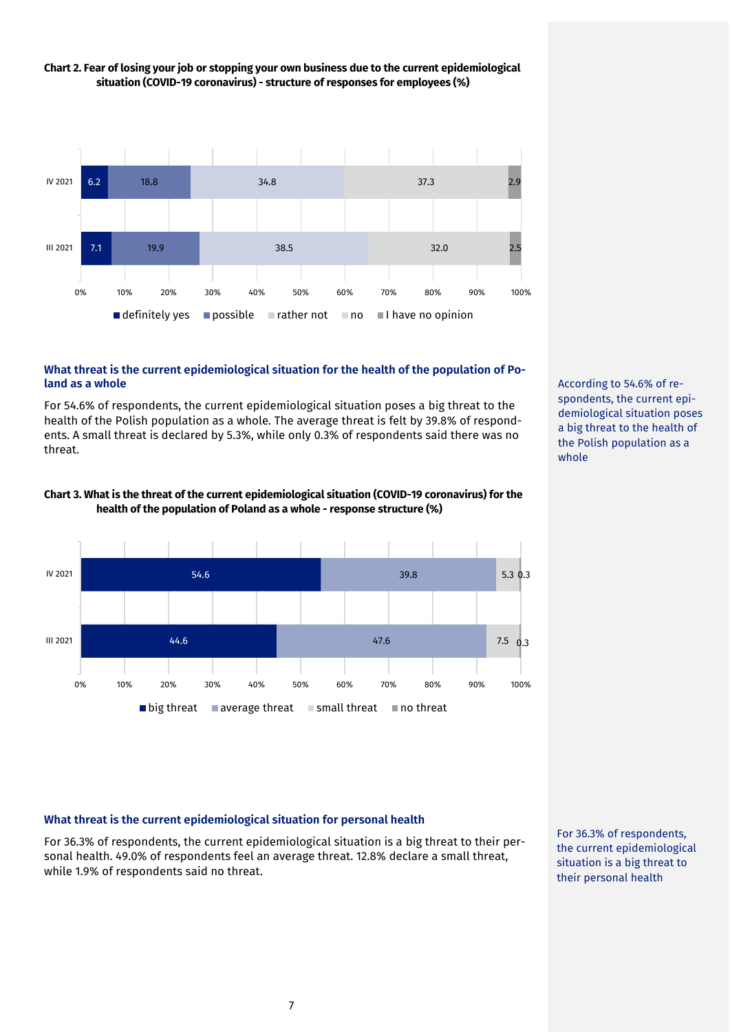**Chart 2. Fear of losing your job or stopping your own business due to the current epidemiological situation (COVID-19 coronavirus) - structure of responses for employees (%)**

| | definitely yes | possible | rather not | no | I have no opinion |
|---|---|---|---|---|---|
| IV 2021 | 6.2 | 18.8 | 34.8 | 37.3 | 2.9 |
| III 2021 | 7.1 | 19.9 | 38.5 | 32.0 | 2.5 |

### What threat is the current epidemiological situation for the health of the population of Poland as a whole

For 54.6% of respondents, the current epidemiological situation poses a big threat to the health of the Polish population as a whole. The average threat is felt by 39.8% of respondents. A small threat is declared by 5.3%, while only 0.3% of respondents said there was no threat.

According to 54.6% of respondents, the current epidemiological situation poses a big threat to the health of the Polish population as a whole

**Chart 3. What is the threat of the current epidemiological situation (COVID-19 coronavirus) for the health of the population of Poland as a whole - response structure (%)**

| | big threat | average threat | small threat | no threat |
|---|---|---|---|---|
| IV 2021 | 54.6 | 39.8 | 5.3 | 0.3 |
| III 2021 | 44.6 | 47.6 | 7.5 | 0.3 |

### What threat is the current epidemiological situation for personal health

For 36.3% of respondents, the current epidemiological situation is a big threat to their personal health. 49.0% of respondents feel an average threat. 12.8% declare a small threat, while 1.9% of respondents said no threat.

For 36.3% of respondents, the current epidemiological situation is a big threat to their personal health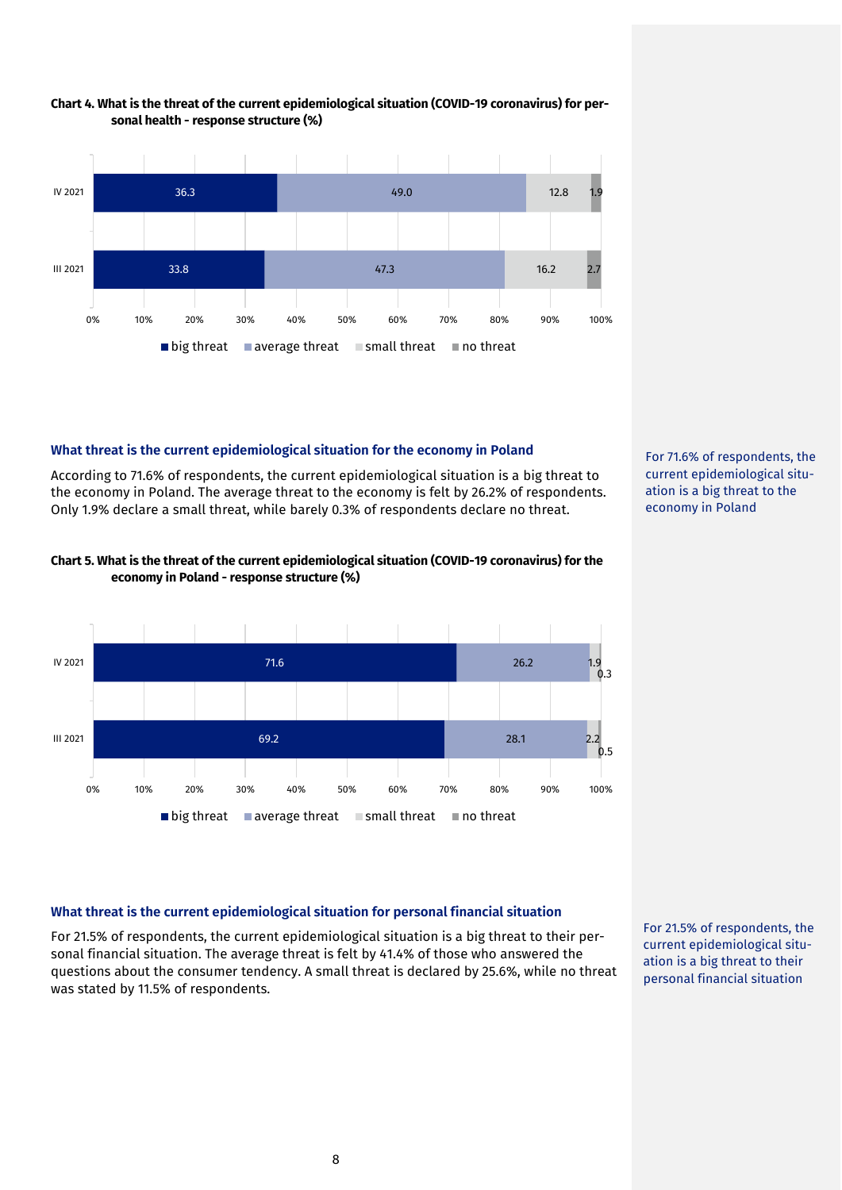**Chart 4. What is the threat of the current epidemiological situation (COVID-19 coronavirus) for personal health - response structure (%)**

| | big threat | average threat | small threat | no threat |
|---|---|---|---|---|
| IV 2021 | 36.3 | 49.0 | 12.8 | 1.9 |
| III 2021 | 33.8 | 47.3 | 16.2 | 2.7 |

### What threat is the current epidemiological situation for the economy in Poland

According to 71.6% of respondents, the current epidemiological situation is a big threat to the economy in Poland. The average threat to the economy is felt by 26.2% of respondents. Only 1.9% declare a small threat, while barely 0.3% of respondents declare no threat.

For 71.6% of respondents, the current epidemiological situation is a big threat to the economy in Poland

**Chart 5. What is the threat of the current epidemiological situation (COVID-19 coronavirus) for the economy in Poland - response structure (%)**

| | big threat | average threat | small threat | no threat |
|---|---|---|---|---|
| IV 2021 | 71.6 | 26.2 | 1.9 | 0.3 |
| III 2021 | 69.2 | 28.1 | 2.2 | 0.5 |

### What threat is the current epidemiological situation for personal financial situation

For 21.5% of respondents, the current epidemiological situation is a big threat to their personal financial situation. The average threat is felt by 41.4% of those who answered the questions about the consumer tendency. A small threat is declared by 25.6%, while no threat was stated by 11.5% of respondents.

For 21.5% of respondents, the current epidemiological situation is a big threat to their personal financial situation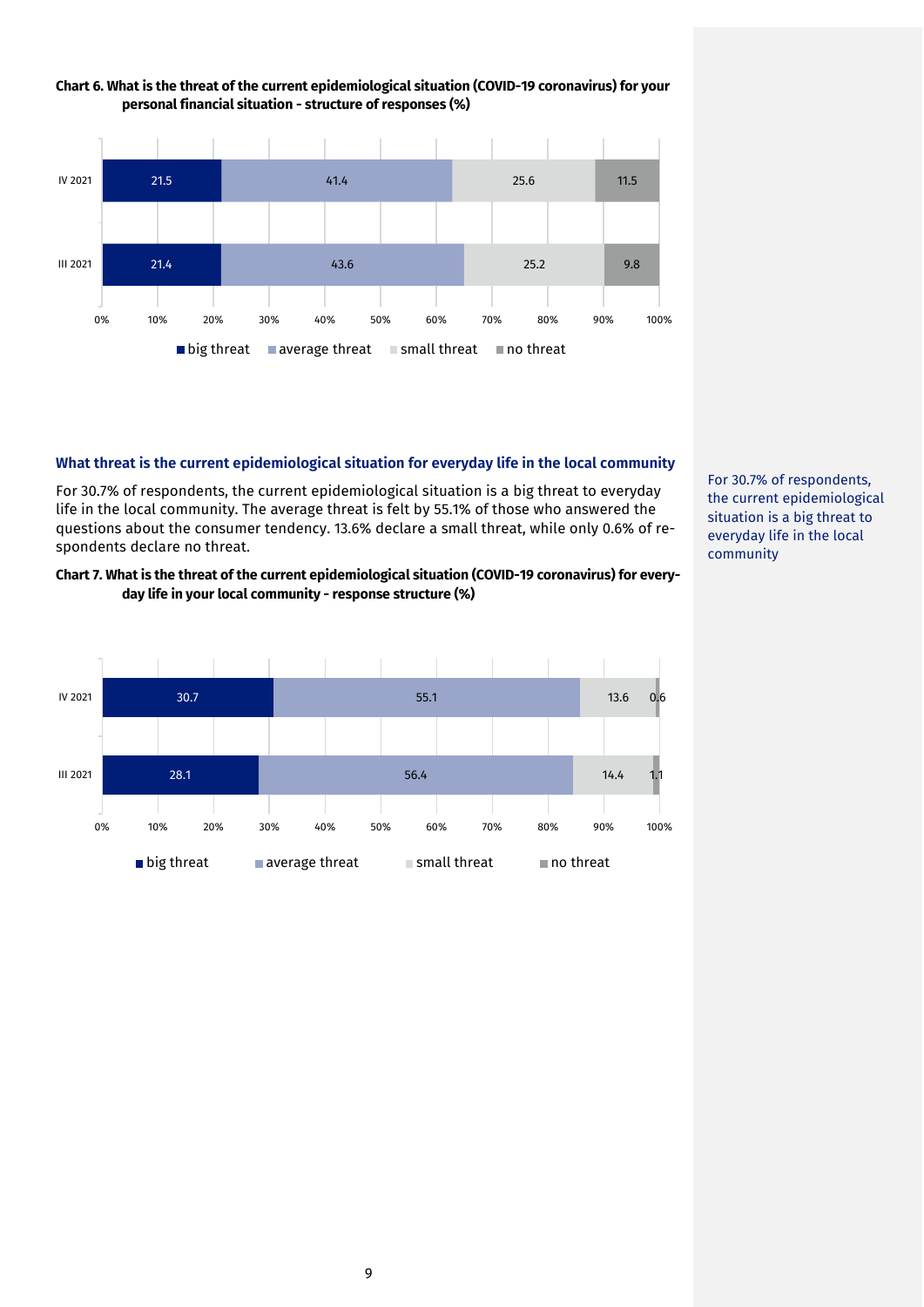**Chart 6. What is the threat of the current epidemiological situation (COVID-19 coronavirus) for your personal financial situation - structure of responses (%)**

| | big threat | average threat | small threat | no threat |
|---|---|---|---|---|
| IV 2021 | 21.5 | 41.4 | 25.6 | 11.5 |
| III 2021 | 21.4 | 43.6 | 25.2 | 9.8 |

## What threat is the current epidemiological situation for everyday life in the local community

For 30.7% of respondents, the current epidemiological situation is a big threat to everyday life in the local community. The average threat is felt by 55.1% of those who answered the questions about the consumer tendency. 13.6% declare a small threat, while only 0.6% of respondents declare no threat.

For 30.7% of respondents, the current epidemiological situation is a big threat to everyday life in the local community

**Chart 7. What is the threat of the current epidemiological situation (COVID-19 coronavirus) for everyday life in your local community - response structure (%)**

| | big threat | average threat | small threat | no threat |
|---|---|---|---|---|
| IV 2021 | 30.7 | 55.1 | 13.6 | 0.6 |
| III 2021 | 28.1 | 56.4 | 14.4 | 1.1 |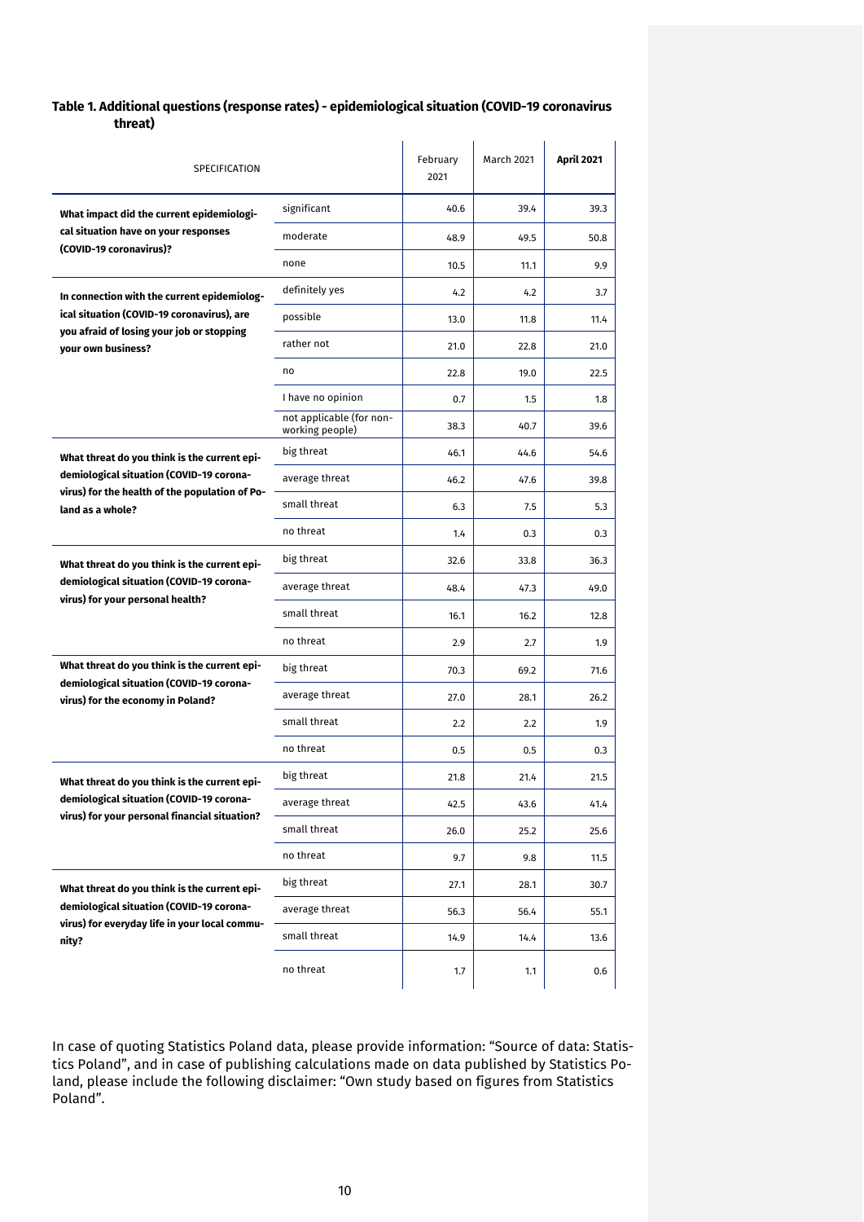**Table 1. Additional questions (response rates) - epidemiological situation (COVID-19 coronavirus threat)**

| SPECIFICATION | | February 2021 | March 2021 | **April 2021** |
|---|---|---|---|---|
| **What impact did the current epidemiological situation have on your responses (COVID-19 coronavirus)?** | significant | 40.6 | 39.4 | 39.3 |
| | moderate | 48.9 | 49.5 | 50.8 |
| | none | 10.5 | 11.1 | 9.9 |
| **In connection with the current epidemiological situation (COVID-19 coronavirus), are you afraid of losing your job or stopping your own business?** | definitely yes | 4.2 | 4.2 | 3.7 |
| | possible | 13.0 | 11.8 | 11.4 |
| | rather not | 21.0 | 22.8 | 21.0 |
| | no | 22.8 | 19.0 | 22.5 |
| | I have no opinion | 0.7 | 1.5 | 1.8 |
| | not applicable (for non-working people) | 38.3 | 40.7 | 39.6 |
| **What threat do you think is the current epidemiological situation (COVID-19 coronavirus) for the health of the population of Poland as a whole?** | big threat | 46.1 | 44.6 | 54.6 |
| | average threat | 46.2 | 47.6 | 39.8 |
| | small threat | 6.3 | 7.5 | 5.3 |
| | no threat | 1.4 | 0.3 | 0.3 |
| **What threat do you think is the current epidemiological situation (COVID-19 coronavirus) for your personal health?** | big threat | 32.6 | 33.8 | 36.3 |
| | average threat | 48.4 | 47.3 | 49.0 |
| | small threat | 16.1 | 16.2 | 12.8 |
| | no threat | 2.9 | 2.7 | 1.9 |
| **What threat do you think is the current epidemiological situation (COVID-19 coronavirus) for the economy in Poland?** | big threat | 70.3 | 69.2 | 71.6 |
| | average threat | 27.0 | 28.1 | 26.2 |
| | small threat | 2.2 | 2.2 | 1.9 |
| | no threat | 0.5 | 0.5 | 0.3 |
| **What threat do you think is the current epidemiological situation (COVID-19 coronavirus) for your personal financial situation?** | big threat | 21.8 | 21.4 | 21.5 |
| | average threat | 42.5 | 43.6 | 41.4 |
| | small threat | 26.0 | 25.2 | 25.6 |
| | no threat | 9.7 | 9.8 | 11.5 |
| **What threat do you think is the current epidemiological situation (COVID-19 coronavirus) for everyday life in your local community?** | big threat | 27.1 | 28.1 | 30.7 |
| | average threat | 56.3 | 56.4 | 55.1 |
| | small threat | 14.9 | 14.4 | 13.6 |
| | no threat | 1.7 | 1.1 | 0.6 |

In case of quoting Statistics Poland data, please provide information: "Source of data: Statistics Poland", and in case of publishing calculations made on data published by Statistics Poland, please include the following disclaimer: "Own study based on figures from Statistics Poland".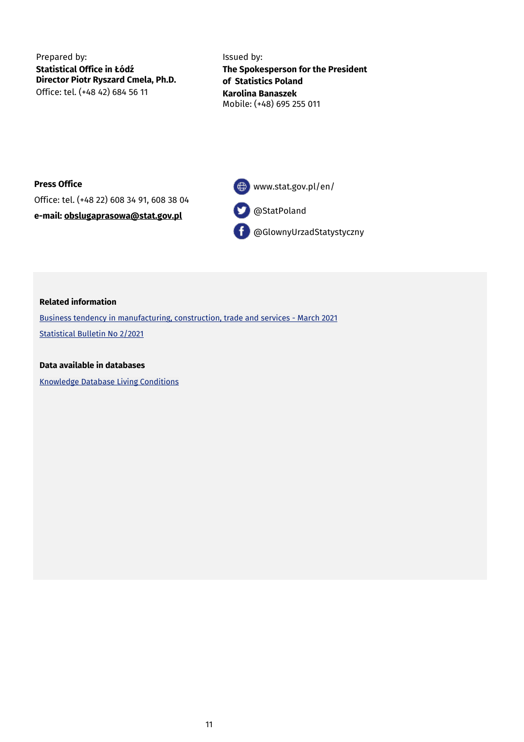Prepared by:
**Statistical Office in Łódź**
**Director Piotr Ryszard Cmela, Ph.D.**
Office: tel. (+48 42) 684 56 11

Issued by:
**The Spokesperson for the President of Statistics Poland**
**Karolina Banaszek**
Mobile: (+48) 695 255 011

**Press Office**
Office: tel. (+48 22) 608 34 91, 608 38 04
**e-mail: obslugaprasowa@stat.gov.pl**

www.stat.gov.pl/en/
@StatPoland
@GlownyUrzadStatystyczny

**Related information**

Business tendency in manufacturing, construction, trade and services - March 2021

Statistical Bulletin No 2/2021

**Data available in databases**

Knowledge Database Living Conditions